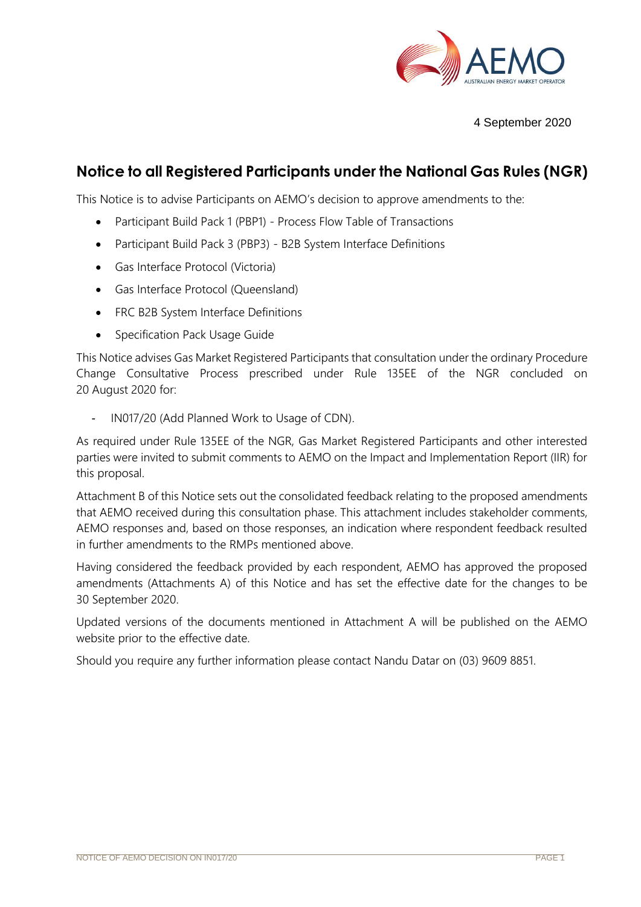4 September 2020

# Notice to all Registered Participants under the National Gas Rules (NGR)

This Notice is to advise Participants on AEMO's decision to approve amendments to the:

- Participant Build Pack 1 (PBP1) - Process Flow Table of Transactions
- Participant Build Pack 3 (PBP3) - B2B System Interface Definitions
- Gas Interface Protocol (Victoria)
- Gas Interface Protocol (Queensland)
- FRC B2B System Interface Definitions
- Specification Pack Usage Guide

This Notice advises Gas Market Registered Participants that consultation under the ordinary Procedure Change Consultative Process prescribed under Rule 135EE of the NGR concluded on 20 August 2020 for:

- IN017/20 (Add Planned Work to Usage of CDN).

As required under Rule 135EE of the NGR, Gas Market Registered Participants and other interested parties were invited to submit comments to AEMO on the Impact and Implementation Report (IIR) for this proposal.

Attachment B of this Notice sets out the consolidated feedback relating to the proposed amendments that AEMO received during this consultation phase. This attachment includes stakeholder comments, AEMO responses and, based on those responses, an indication where respondent feedback resulted in further amendments to the RMPs mentioned above.

Having considered the feedback provided by each respondent, AEMO has approved the proposed amendments (Attachments A) of this Notice and has set the effective date for the changes to be 30 September 2020.

Updated versions of the documents mentioned in Attachment A will be published on the AEMO website prior to the effective date.

Should you require any further information please contact Nandu Datar on (03) 9609 8851.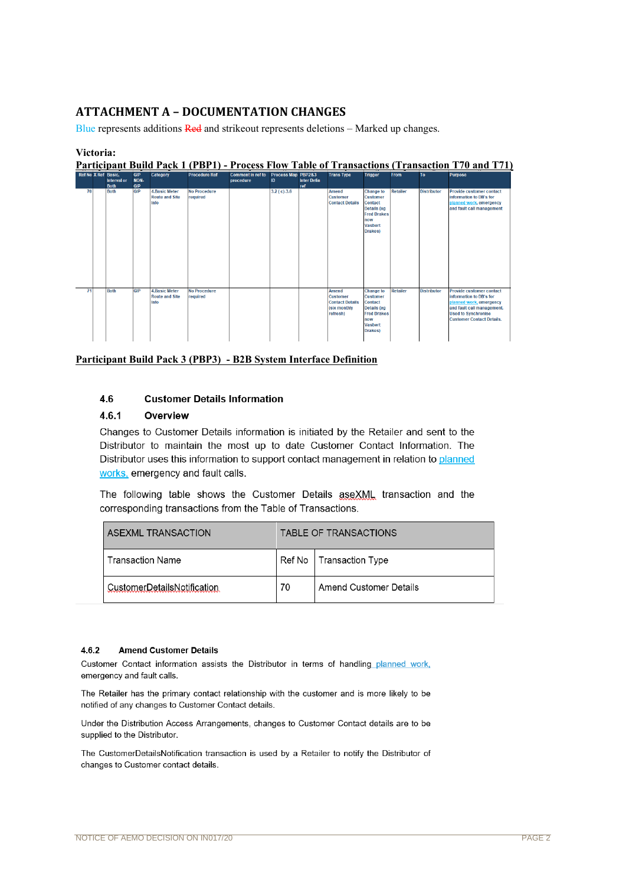# ATTACHMENT A – DOCUMENTATION CHANGES

Blue represents additions ~~Red~~ and strikeout represents deletions – Marked up changes.

**Victoria:**

**Participant Build Pack 1 (PBP1) - Process Flow Table of Transactions (Transaction T70 and T71)**

| Ref No | X Ref | Basic, Interval or Both | GIP NON-GIP | Category | Procedure Ref | Comment in ref to procedure | Process Map ID | PBP2&3 Inter Defn ref | Trans Type | Trigger | From | To | Purpose |
|---|---|---|---|---|---|---|---|---|---|---|---|---|---|
| 70 | | Both | GIP | 4.Basic Meter Route and Site Info | No Procedure required | | 3.2 (c)-3.6 | | Amend Customer Contact Details | Change to Customer Contact Details (eg Fred Drakes now Vasbert Drakes) | Retailer | Distributor | Provide customer contact information to DB's for planned work, emergency and fault call management |
| 71 | | Both | GIP | 4.Basic Meter Route and Site Info | No Procedure required | | | | Amend Customer Contact Details (six monthly refresh) | Change to Customer Contact Details (eg Fred Drakes now Vasbert Drakes) | Retailer | Distributor | Provide customer contact information to DB's for planned work, emergency and fault call management. Used to Synchronise Customer Contact Details. |

**Participant Build Pack 3 (PBP3) - B2B System Interface Definition**

### 4.6 Customer Details Information

#### 4.6.1 Overview

Changes to Customer Details information is initiated by the Retailer and sent to the Distributor to maintain the most up to date Customer Contact Information. The Distributor uses this information to support contact management in relation to planned works, emergency and fault calls.

The following table shows the Customer Details aseXML transaction and the corresponding transactions from the Table of Transactions.

| ASEXML TRANSACTION | TABLE OF TRANSACTIONS | |
|---|---|---|
| Transaction Name | Ref No | Transaction Type |
| CustomerDetailsNotification | 70 | Amend Customer Details |

#### 4.6.2 Amend Customer Details

Customer Contact information assists the Distributor in terms of handling planned work, emergency and fault calls.

The Retailer has the primary contact relationship with the customer and is more likely to be notified of any changes to Customer Contact details.

Under the Distribution Access Arrangements, changes to Customer Contact details are to be supplied to the Distributor.

The CustomerDetailsNotification transaction is used by a Retailer to notify the Distributor of changes to Customer contact details.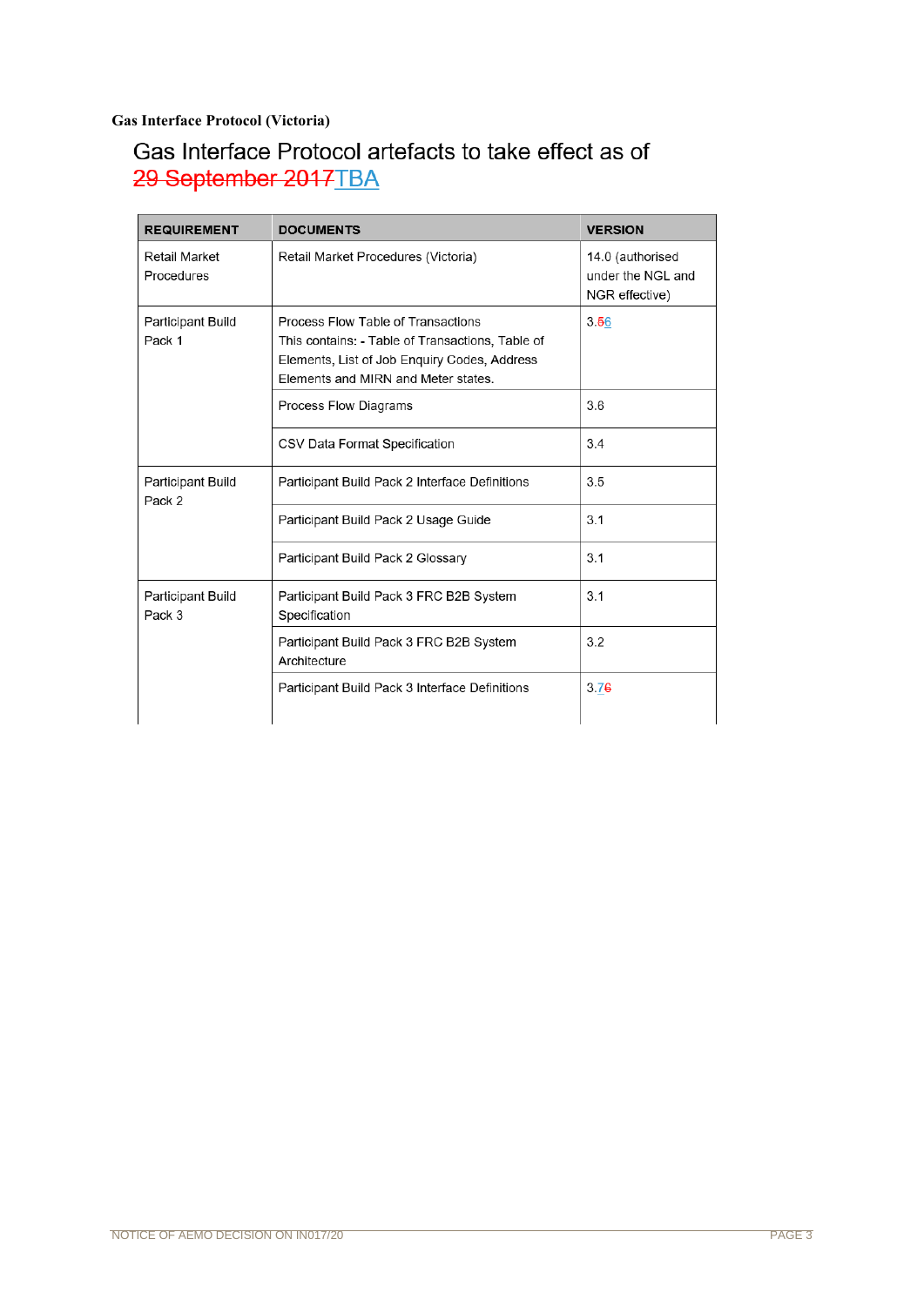**Gas Interface Protocol (Victoria)**

# Gas Interface Protocol artefacts to take effect as of ~~29 September 2017~~TBA

| REQUIREMENT | DOCUMENTS | VERSION |
|---|---|---|
| Retail Market Procedures | Retail Market Procedures (Victoria) | 14.0 (authorised under the NGL and NGR effective) |
| Participant Build Pack 1 | Process Flow Table of Transactions<br>This contains: - Table of Transactions, Table of Elements, List of Job Enquiry Codes, Address Elements and MIRN and Meter states. | 3.~~5~~6 |
| | Process Flow Diagrams | 3.6 |
| | CSV Data Format Specification | 3.4 |
| Participant Build Pack 2 | Participant Build Pack 2 Interface Definitions | 3.5 |
| | Participant Build Pack 2 Usage Guide | 3.1 |
| | Participant Build Pack 2 Glossary | 3.1 |
| Participant Build Pack 3 | Participant Build Pack 3 FRC B2B System Specification | 3.1 |
| | Participant Build Pack 3 FRC B2B System Architecture | 3.2 |
| | Participant Build Pack 3 Interface Definitions | 3.7~~6~~ |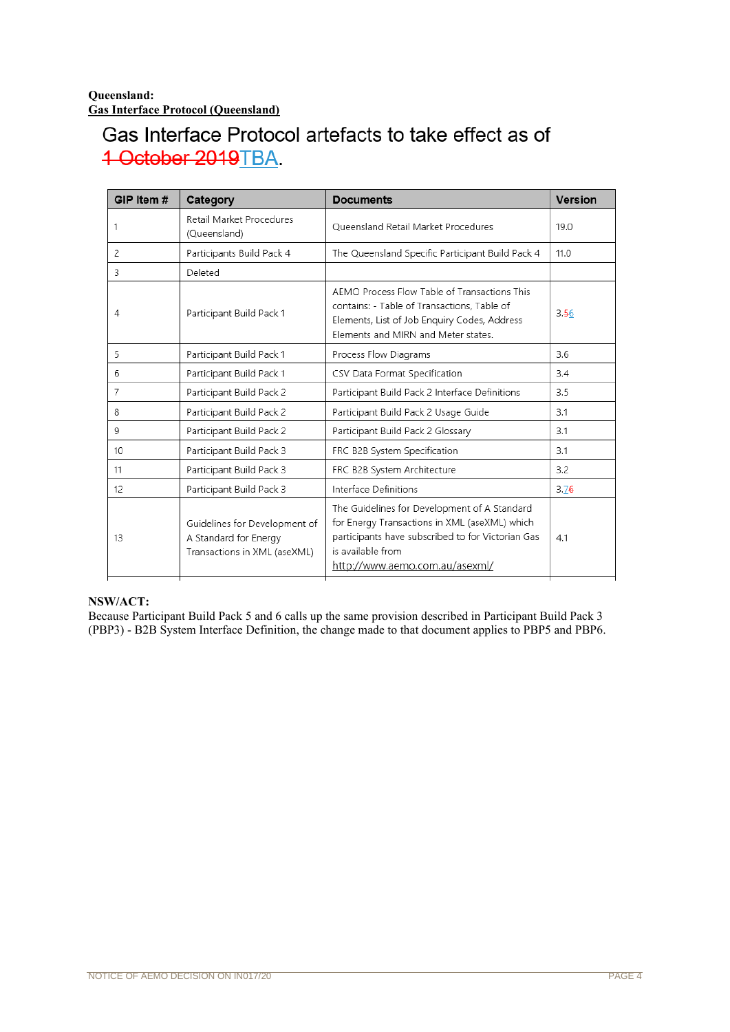**Queensland:**
**Gas Interface Protocol (Queensland)**

## Gas Interface Protocol artefacts to take effect as of ~~1 October 2019~~TBA.

| GIP Item # | Category | Documents | Version |
|---|---|---|---|
| 1 | Retail Market Procedures (Queensland) | Queensland Retail Market Procedures | 19.0 |
| 2 | Participants Build Pack 4 | The Queensland Specific Participant Build Pack 4 | 11.0 |
| 3 | Deleted | | |
| 4 | Participant Build Pack 1 | AEMO Process Flow Table of Transactions This contains: - Table of Transactions, Table of Elements, List of Job Enquiry Codes, Address Elements and MIRN and Meter states. | 3.~~5~~6 |
| 5 | Participant Build Pack 1 | Process Flow Diagrams | 3.6 |
| 6 | Participant Build Pack 1 | CSV Data Format Specification | 3.4 |
| 7 | Participant Build Pack 2 | Participant Build Pack 2 Interface Definitions | 3.5 |
| 8 | Participant Build Pack 2 | Participant Build Pack 2 Usage Guide | 3.1 |
| 9 | Participant Build Pack 2 | Participant Build Pack 2 Glossary | 3.1 |
| 10 | Participant Build Pack 3 | FRC B2B System Specification | 3.1 |
| 11 | Participant Build Pack 3 | FRC B2B System Architecture | 3.2 |
| 12 | Participant Build Pack 3 | Interface Definitions | 3.7~~6~~ |
| 13 | Guidelines for Development of A Standard for Energy Transactions in XML (aseXML) | The Guidelines for Development of A Standard for Energy Transactions in XML (aseXML) which participants have subscribed to for Victorian Gas is available from http://www.aemo.com.au/asexml/ | 4.1 |

**NSW/ACT:**
Because Participant Build Pack 5 and 6 calls up the same provision described in Participant Build Pack 3 (PBP3) - B2B System Interface Definition, the change made to that document applies to PBP5 and PBP6.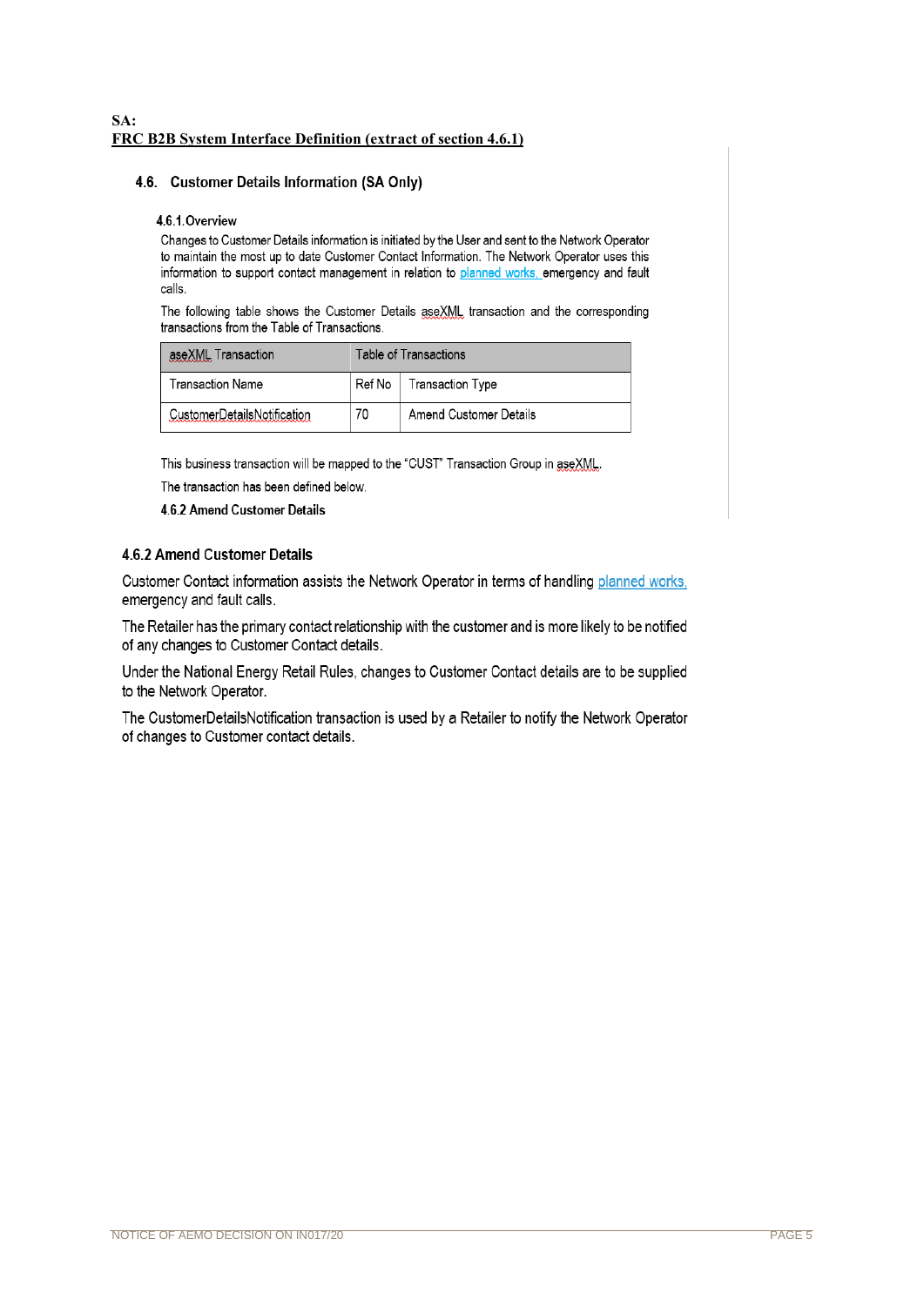**SA:**
**FRC B2B System Interface Definition (extract of section 4.6.1)**

## 4.6. Customer Details Information (SA Only)

### 4.6.1.Overview

Changes to Customer Details information is initiated by the User and sent to the Network Operator to maintain the most up to date Customer Contact Information. The Network Operator uses this information to support contact management in relation to planned works, emergency and fault calls.

The following table shows the Customer Details aseXML transaction and the corresponding transactions from the Table of Transactions.

| aseXML Transaction | Table of Transactions | |
|---|---|---|
| Transaction Name | Ref No | Transaction Type |
| CustomerDetailsNotification | 70 | Amend Customer Details |

This business transaction will be mapped to the "CUST" Transaction Group in aseXML.

The transaction has been defined below.

**4.6.2 Amend Customer Details**

### 4.6.2 Amend Customer Details

Customer Contact information assists the Network Operator in terms of handling planned works, emergency and fault calls.

The Retailer has the primary contact relationship with the customer and is more likely to be notified of any changes to Customer Contact details.

Under the National Energy Retail Rules, changes to Customer Contact details are to be supplied to the Network Operator.

The CustomerDetailsNotification transaction is used by a Retailer to notify the Network Operator of changes to Customer contact details.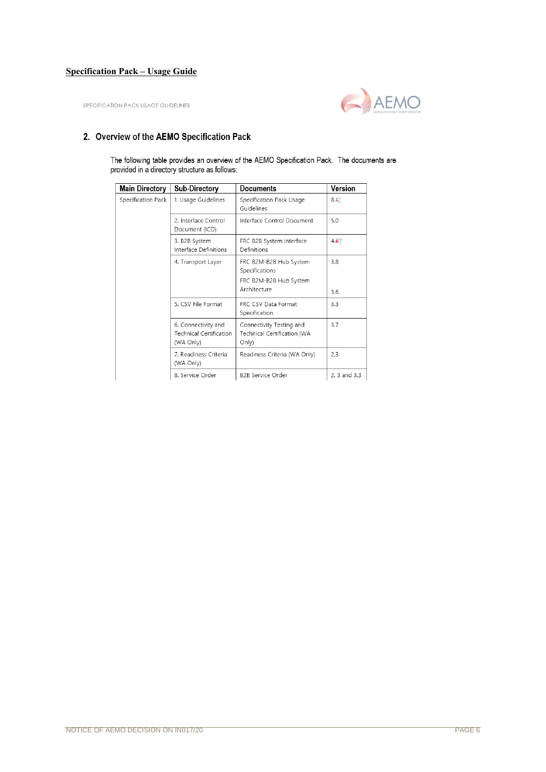**Specification Pack – Usage Guide**

SPECIFICATION PACK USAGE GUIDELINES

## 2. Overview of the AEMO Specification Pack

The following table provides an overview of the AEMO Specification Pack. The documents are provided in a directory structure as follows:

| Main Directory | Sub-Directory | Documents | Version |
|---|---|---|---|
| Specification Pack | 1. Usage Guidelines | Specification Pack Usage Guidelines | 8.12 |
| | 2. Interface Control Document (ICD) | Interface Control Document | 5.0 |
| | 3. B2B System Interface Definitions | FRC B2B System Interface Definitions | 4.67 |
| | 4. Transport Layer | FRC B2M-B2B Hub System Specifications<br>FRC B2M-B2B Hub System Architecture | 3.8<br>3.6 |
| | 5. CSV File Format | FRC CSV Data Format Specification | 3.3 |
| | 6. Connectivity and Technical Certification (WA Only) | Connectivity Testing and Technical Certification (WA Only) | 3.7 |
| | 7. Readiness Criteria (WA Only) | Readiness Criteria (WA Only) | 2.3 |
| | 8. Service Order | B2B Service Order | 2. 3 and 3.3 |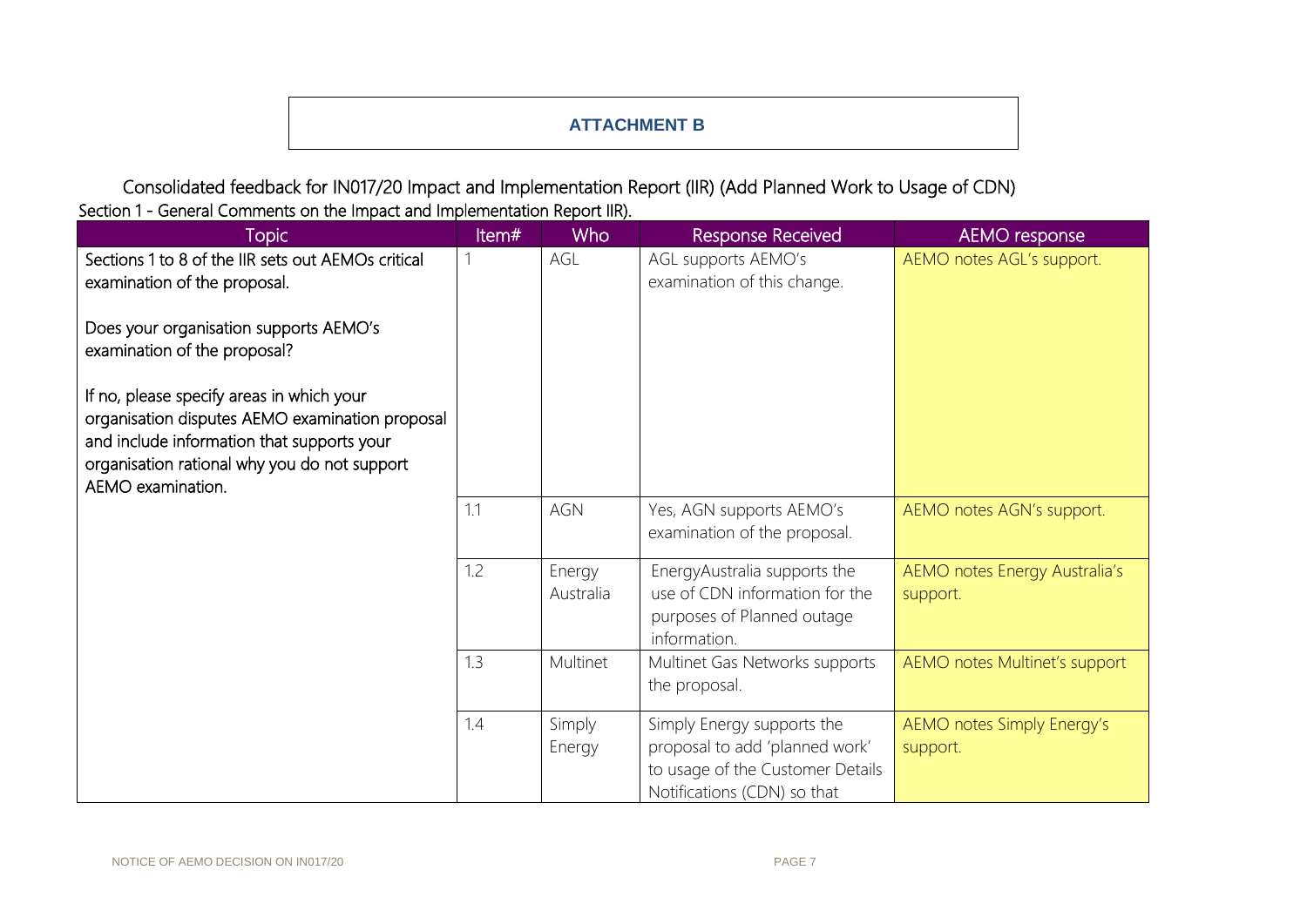**ATTACHMENT B**

## Consolidated feedback for IN017/20 Impact and Implementation Report (IIR) (Add Planned Work to Usage of CDN)

### Section 1 - General Comments on the Impact and Implementation Report IIR).

| Topic | Item# | Who | Response Received | AEMO response |
|---|---|---|---|---|
| Sections 1 to 8 of the IIR sets out AEMOs critical examination of the proposal.<br><br>Does your organisation supports AEMO's examination of the proposal?<br><br>If no, please specify areas in which your organisation disputes AEMO examination proposal and include information that supports your organisation rational why you do not support AEMO examination. | 1 | AGL | AGL supports AEMO's examination of this change. | AEMO notes AGL's support. |
| | 1.1 | AGN | Yes, AGN supports AEMO's examination of the proposal. | AEMO notes AGN's support. |
| | 1.2 | Energy Australia | EnergyAustralia supports the use of CDN information for the purposes of Planned outage information. | AEMO notes Energy Australia's support. |
| | 1.3 | Multinet | Multinet Gas Networks supports the proposal. | AEMO notes Multinet's support |
| | 1.4 | Simply Energy | Simply Energy supports the proposal to add 'planned work' to usage of the Customer Details Notifications (CDN) so that | AEMO notes Simply Energy's support. |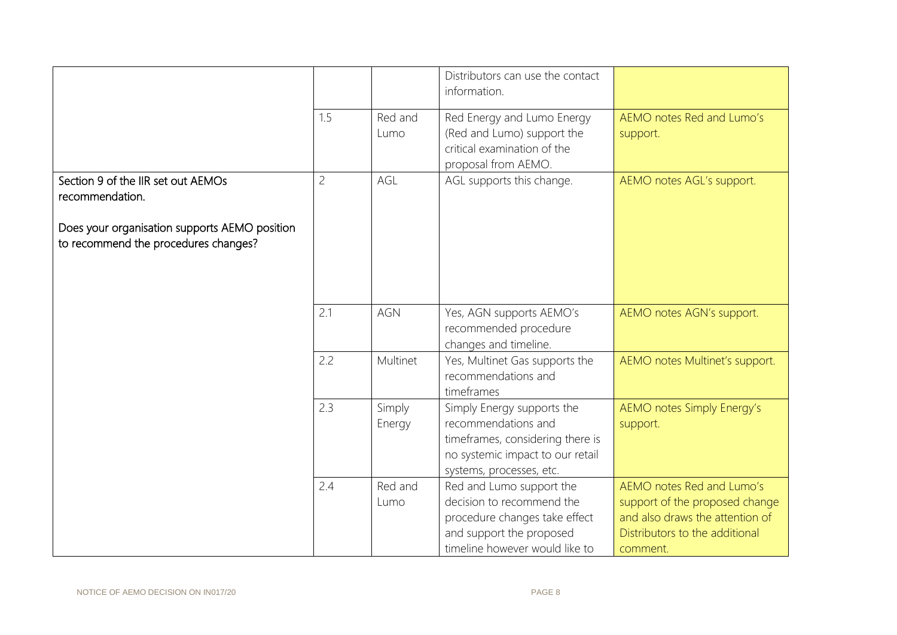| | | | | |
|---|---|---|---|---|
| | | | Distributors can use the contact information. | |
| | 1.5 | Red and Lumo | Red Energy and Lumo Energy (Red and Lumo) support the critical examination of the proposal from AEMO. | AEMO notes Red and Lumo's support. |
| Section 9 of the IIR set out AEMOs recommendation.<br><br>Does your organisation supports AEMO position to recommend the procedures changes? | 2 | AGL | AGL supports this change. | AEMO notes AGL's support. |
| | 2.1 | AGN | Yes, AGN supports AEMO's recommended procedure changes and timeline. | AEMO notes AGN's support. |
| | 2.2 | Multinet | Yes, Multinet Gas supports the recommendations and timeframes | AEMO notes Multinet's support. |
| | 2.3 | Simply Energy | Simply Energy supports the recommendations and timeframes, considering there is no systemic impact to our retail systems, processes, etc. | AEMO notes Simply Energy's support. |
| | 2.4 | Red and Lumo | Red and Lumo support the decision to recommend the procedure changes take effect and support the proposed timeline however would like to | AEMO notes Red and Lumo's support of the proposed change and also draws the attention of Distributors to the additional comment. |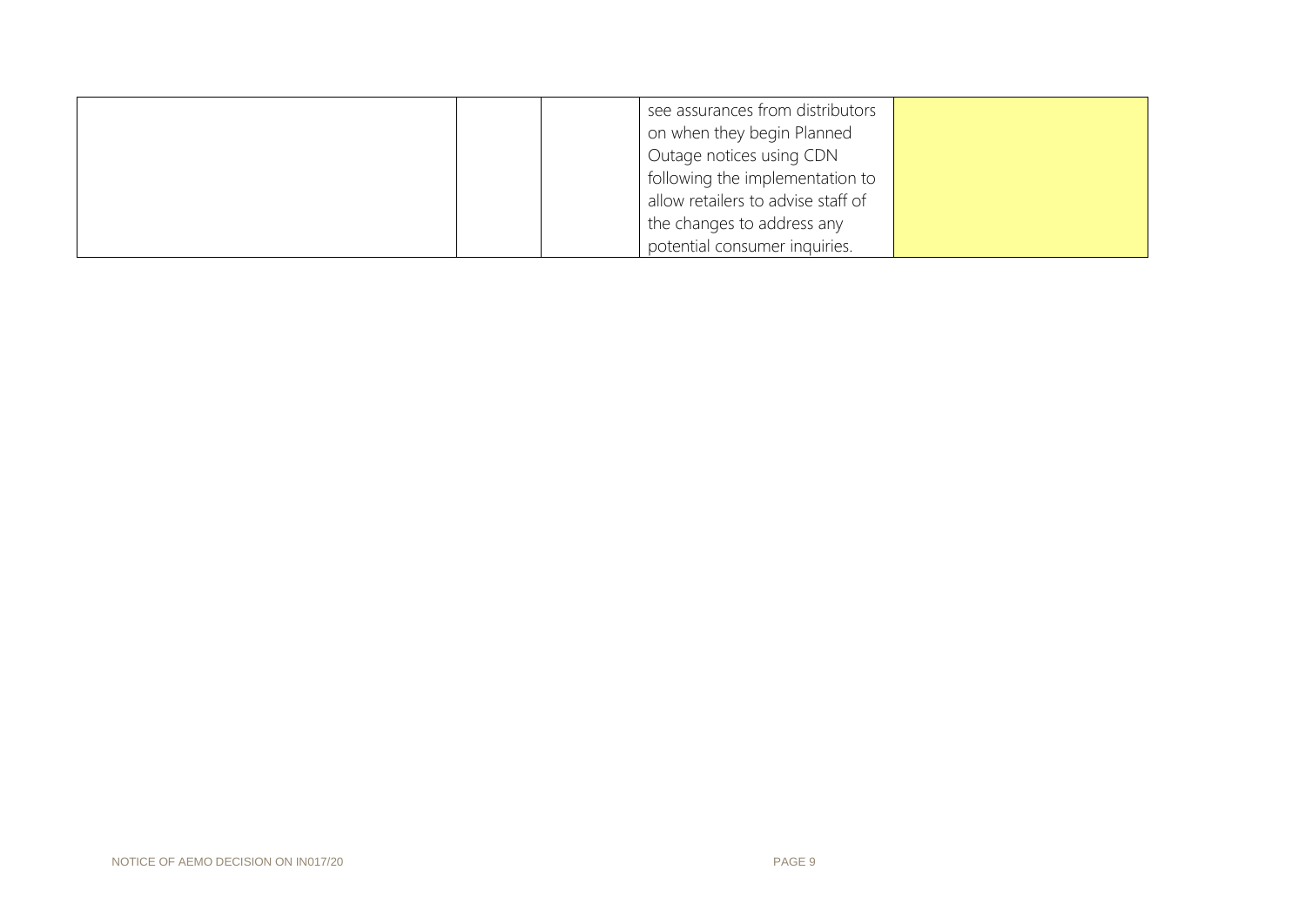| | | | | |
|---|---|---|---|---|
| | | | see assurances from distributors on when they begin Planned Outage notices using CDN following the implementation to allow retailers to advise staff of the changes to address any potential consumer inquiries. | |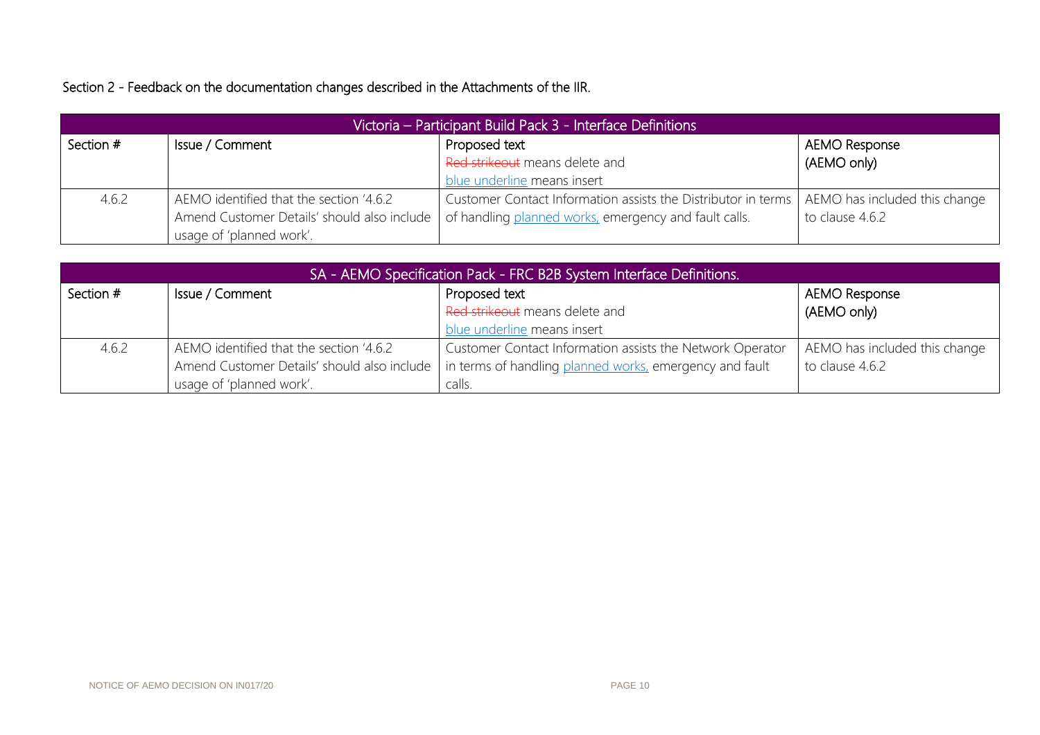Section 2 - Feedback on the documentation changes described in the Attachments of the IIR.

| Victoria – Participant Build Pack 3 - Interface Definitions | | | |
|---|---|---|---|
| Section # | Issue / Comment | Proposed text<br>~~Red strikeout~~ means delete and<br><u>blue underline</u> means insert | AEMO Response<br>(AEMO only) |
| 4.6.2 | AEMO identified that the section '4.6.2 Amend Customer Details' should also include usage of 'planned work'. | Customer Contact Information assists the Distributor in terms of handling <u>planned works,</u> emergency and fault calls. | AEMO has included this change to clause 4.6.2 |

| SA - AEMO Specification Pack - FRC B2B System Interface Definitions. | | | |
|---|---|---|---|
| Section # | Issue / Comment | Proposed text<br>~~Red strikeout~~ means delete and<br><u>blue underline</u> means insert | AEMO Response<br>(AEMO only) |
| 4.6.2 | AEMO identified that the section '4.6.2 Amend Customer Details' should also include usage of 'planned work'. | Customer Contact Information assists the Network Operator in terms of handling <u>planned works,</u> emergency and fault calls. | AEMO has included this change to clause 4.6.2 |